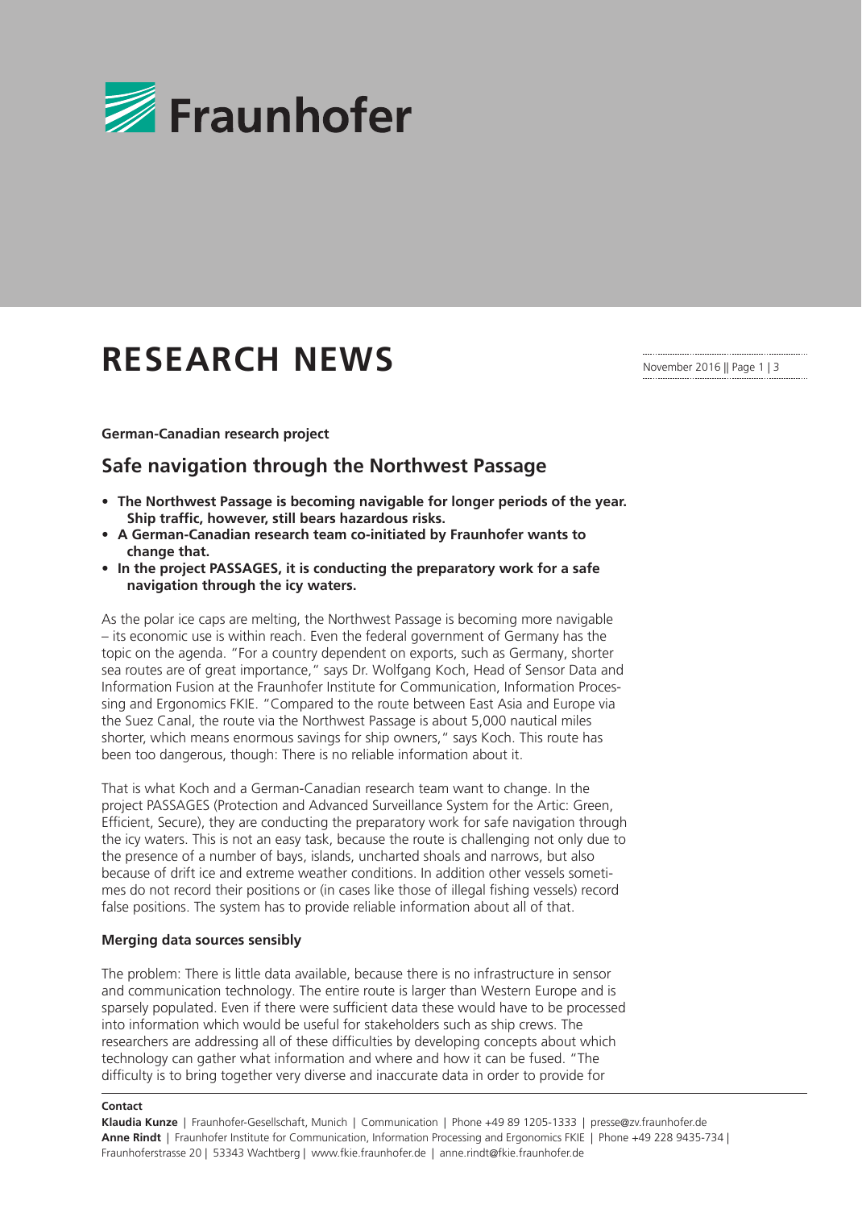# RESEARCH NEWS

**German-Canadian research project**

## Safe navigation through the Northwest Passage

- **The Northwest Passage is becoming navigable for longer periods of the year. Ship traffic, however, still bears hazardous risks.**
- **A German-Canadian research team co-initiated by Fraunhofer wants to change that.**
- **In the project PASSAGES, it is conducting the preparatory work for a safe navigation through the icy waters.**

As the polar ice caps are melting, the Northwest Passage is becoming more navigable – its economic use is within reach. Even the federal government of Germany has the topic on the agenda. "For a country dependent on exports, such as Germany, shorter sea routes are of great importance," says Dr. Wolfgang Koch, Head of Sensor Data and Information Fusion at the Fraunhofer Institute for Communication, Information Processing and Ergonomics FKIE. "Compared to the route between East Asia and Europe via the Suez Canal, the route via the Northwest Passage is about 5,000 nautical miles shorter, which means enormous savings for ship owners," says Koch. This route has been too dangerous, though: There is no reliable information about it.

That is what Koch and a German-Canadian research team want to change. In the project PASSAGES (Protection and Advanced Surveillance System for the Artic: Green, Efficient, Secure), they are conducting the preparatory work for safe navigation through the icy waters. This is not an easy task, because the route is challenging not only due to the presence of a number of bays, islands, uncharted shoals and narrows, but also because of drift ice and extreme weather conditions. In addition other vessels sometimes do not record their positions or (in cases like those of illegal fishing vessels) record false positions. The system has to provide reliable information about all of that.

### Merging data sources sensibly

The problem: There is little data available, because there is no infrastructure in sensor and communication technology. The entire route is larger than Western Europe and is sparsely populated. Even if there were sufficient data these would have to be processed into information which would be useful for stakeholders such as ship crews. The researchers are addressing all of these difficulties by developing concepts about which technology can gather what information and where and how it can be fused. "The difficulty is to bring together very diverse and inaccurate data in order to provide for

**Contact**

**Klaudia Kunze** | Fraunhofer-Gesellschaft, Munich | Communication | Phone +49 89 1205-1333 | presse@zv.fraunhofer.de
**Anne Rindt** | Fraunhofer Institute for Communication, Information Processing and Ergonomics FKIE | Phone +49 228 9435-734 | Fraunhoferstrasse 20 | 53343 Wachtberg | www.fkie.fraunhofer.de | anne.rindt@fkie.fraunhofer.de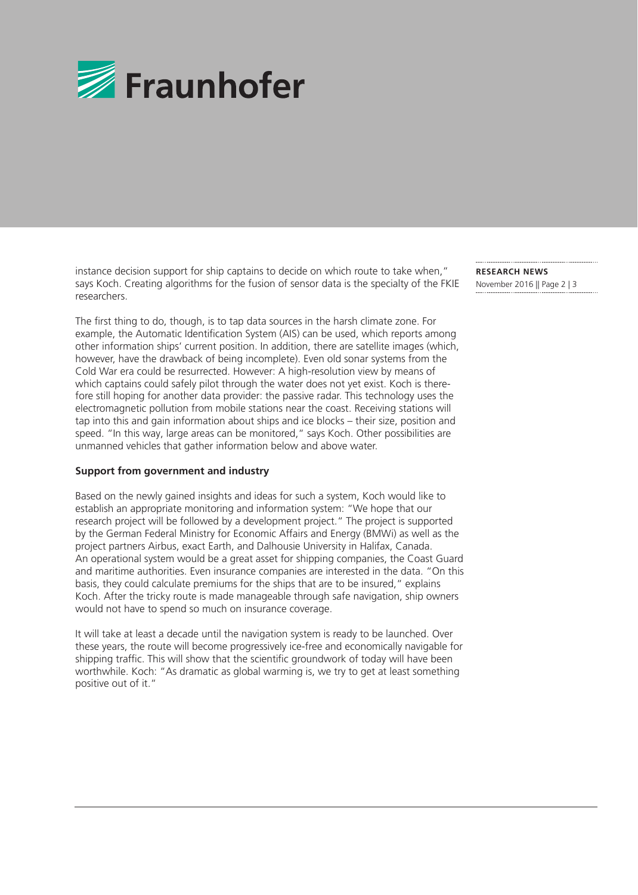instance decision support for ship captains to decide on which route to take when," says Koch. Creating algorithms for the fusion of sensor data is the specialty of the FKIE researchers.

The first thing to do, though, is to tap data sources in the harsh climate zone. For example, the Automatic Identification System (AIS) can be used, which reports among other information ships' current position. In addition, there are satellite images (which, however, have the drawback of being incomplete). Even old sonar systems from the Cold War era could be resurrected. However: A high-resolution view by means of which captains could safely pilot through the water does not yet exist. Koch is therefore still hoping for another data provider: the passive radar. This technology uses the electromagnetic pollution from mobile stations near the coast. Receiving stations will tap into this and gain information about ships and ice blocks – their size, position and speed. "In this way, large areas can be monitored," says Koch. Other possibilities are unmanned vehicles that gather information below and above water.

**Support from government and industry**

Based on the newly gained insights and ideas for such a system, Koch would like to establish an appropriate monitoring and information system: "We hope that our research project will be followed by a development project." The project is supported by the German Federal Ministry for Economic Affairs and Energy (BMWi) as well as the project partners Airbus, exact Earth, and Dalhousie University in Halifax, Canada. An operational system would be a great asset for shipping companies, the Coast Guard and maritime authorities. Even insurance companies are interested in the data. "On this basis, they could calculate premiums for the ships that are to be insured," explains Koch. After the tricky route is made manageable through safe navigation, ship owners would not have to spend so much on insurance coverage.

It will take at least a decade until the navigation system is ready to be launched. Over these years, the route will become progressively ice-free and economically navigable for shipping traffic. This will show that the scientific groundwork of today will have been worthwhile. Koch: "As dramatic as global warming is, we try to get at least something positive out of it."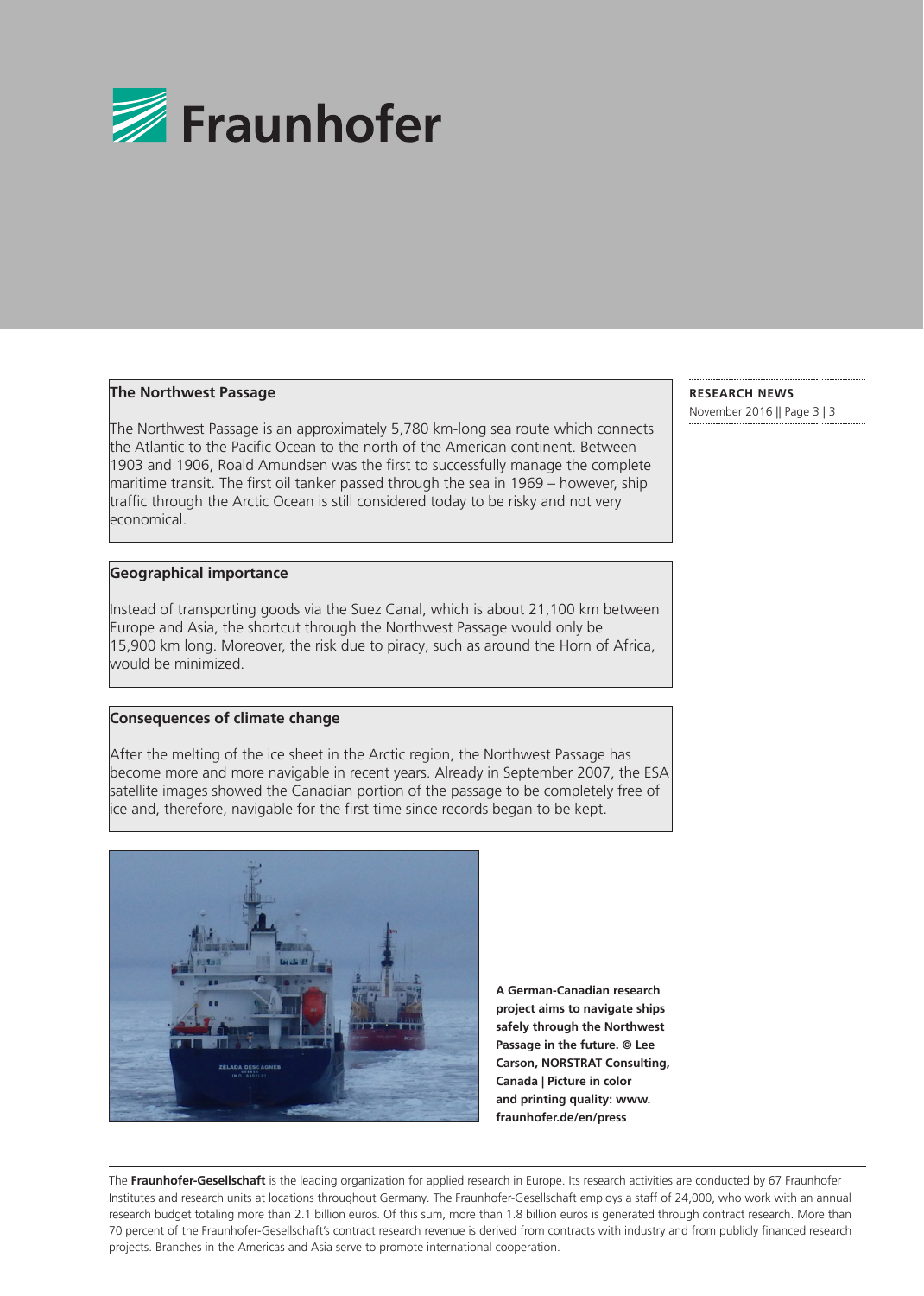## The Northwest Passage

The Northwest Passage is an approximately 5,780 km-long sea route which connects the Atlantic to the Pacific Ocean to the north of the American continent. Between 1903 and 1906, Roald Amundsen was the first to successfully manage the complete maritime transit. The first oil tanker passed through the sea in 1969 – however, ship traffic through the Arctic Ocean is still considered today to be risky and not very economical.

## Geographical importance

Instead of transporting goods via the Suez Canal, which is about 21,100 km between Europe and Asia, the shortcut through the Northwest Passage would only be 15,900 km long. Moreover, the risk due to piracy, such as around the Horn of Africa, would be minimized.

## Consequences of climate change

After the melting of the ice sheet in the Arctic region, the Northwest Passage has become more and more navigable in recent years. Already in September 2007, the ESA satellite images showed the Canadian portion of the passage to be completely free of ice and, therefore, navigable for the first time since records began to be kept.

**A German-Canadian research project aims to navigate ships safely through the Northwest Passage in the future. © Lee Carson, NORSTRAT Consulting, Canada | Picture in color and printing quality: www.fraunhofer.de/en/press**

The **Fraunhofer-Gesellschaft** is the leading organization for applied research in Europe. Its research activities are conducted by 67 Fraunhofer Institutes and research units at locations throughout Germany. The Fraunhofer-Gesellschaft employs a staff of 24,000, who work with an annual research budget totaling more than 2.1 billion euros. Of this sum, more than 1.8 billion euros is generated through contract research. More than 70 percent of the Fraunhofer-Gesellschaft's contract research revenue is derived from contracts with industry and from publicly financed research projects. Branches in the Americas and Asia serve to promote international cooperation.